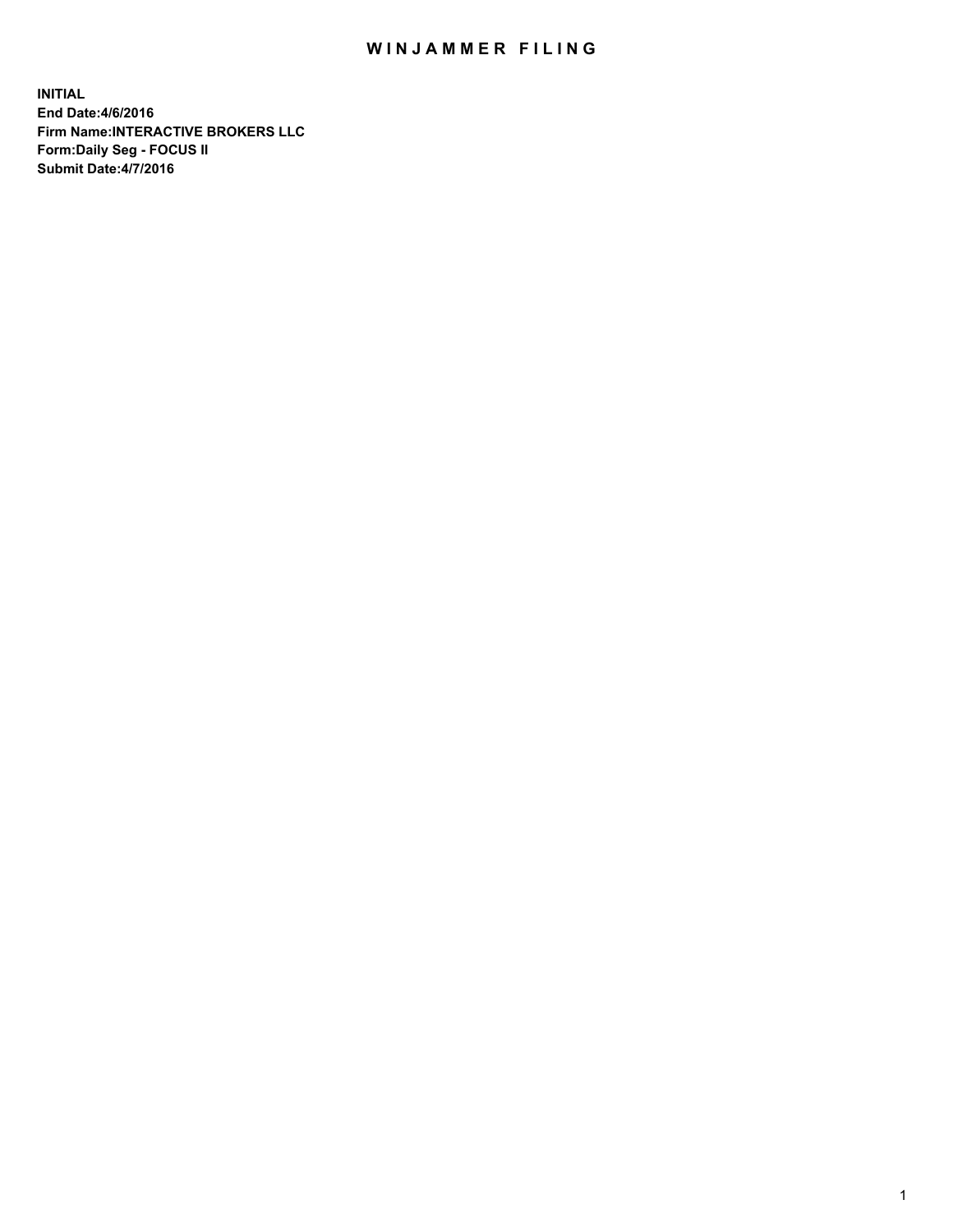# WINJAMMER FILING

**INITIAL**
**End Date:4/6/2016**
**Firm Name:INTERACTIVE BROKERS LLC**
**Form:Daily Seg - FOCUS II**
**Submit Date:4/7/2016**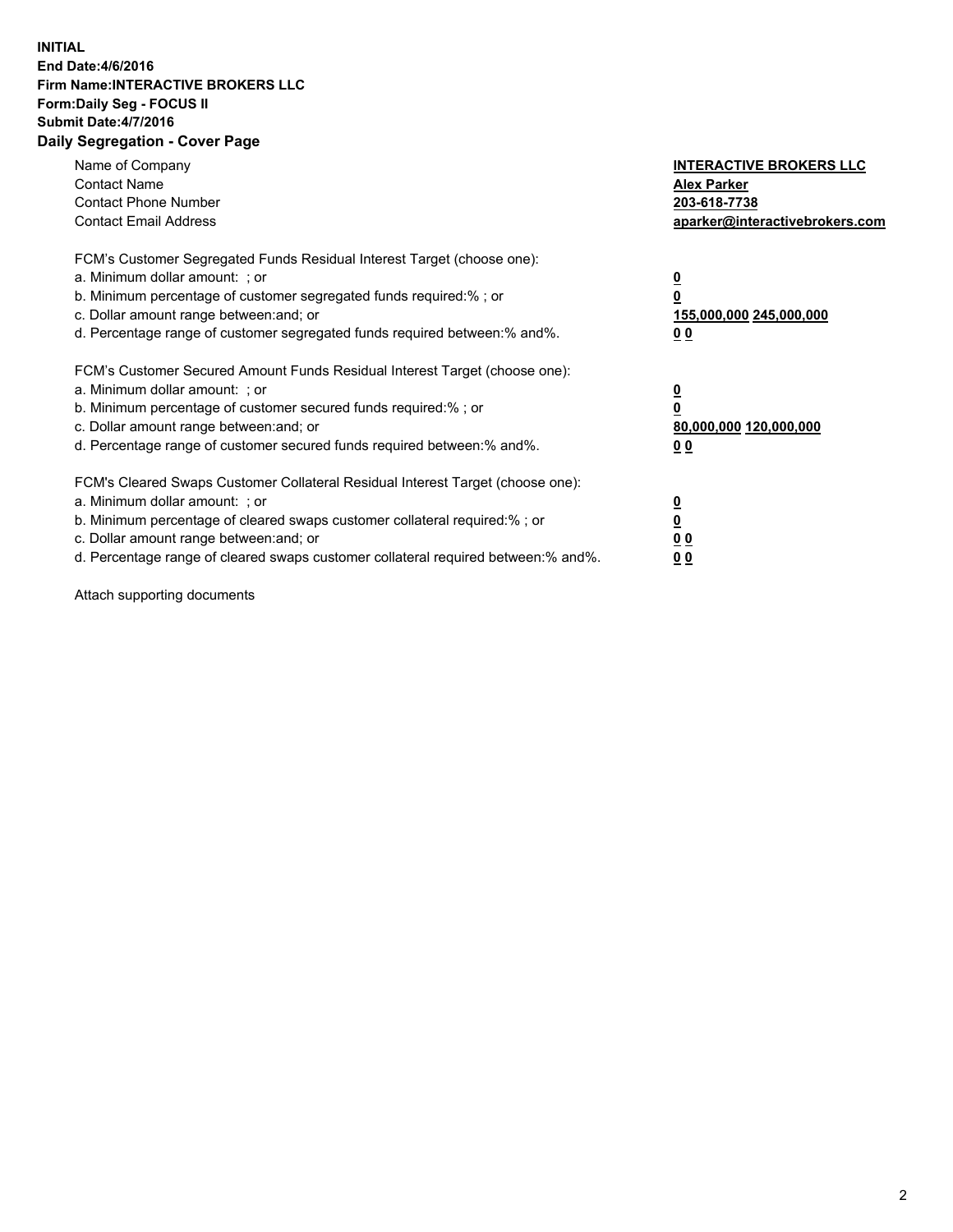**INITIAL**
**End Date:4/6/2016**
**Firm Name:INTERACTIVE BROKERS LLC**
**Form:Daily Seg - FOCUS II**
**Submit Date:4/7/2016**

## Daily Segregation - Cover Page

| | |
|---|---|
| Name of Company | **INTERACTIVE BROKERS LLC** |
| Contact Name | **Alex Parker** |
| Contact Phone Number | **203-618-7738** |
| Contact Email Address | **aparker@interactivebrokers.com** |

FCM's Customer Segregated Funds Residual Interest Target (choose one):

| | |
|---|---|
| a. Minimum dollar amount: ; or | **0** |
| b. Minimum percentage of customer segregated funds required:% ; or | **0** |
| c. Dollar amount range between:and; or | **155,000,000 245,000,000** |
| d. Percentage range of customer segregated funds required between:% and%. | **0 0** |

FCM's Customer Secured Amount Funds Residual Interest Target (choose one):

| | |
|---|---|
| a. Minimum dollar amount: ; or | **0** |
| b. Minimum percentage of customer secured funds required:% ; or | **0** |
| c. Dollar amount range between:and; or | **80,000,000 120,000,000** |
| d. Percentage range of customer secured funds required between:% and%. | **0 0** |

FCM's Cleared Swaps Customer Collateral Residual Interest Target (choose one):

| | |
|---|---|
| a. Minimum dollar amount: ; or | **0** |
| b. Minimum percentage of cleared swaps customer collateral required:% ; or | **0** |
| c. Dollar amount range between:and; or | **0 0** |
| d. Percentage range of cleared swaps customer collateral required between:% and%. | **0 0** |

Attach supporting documents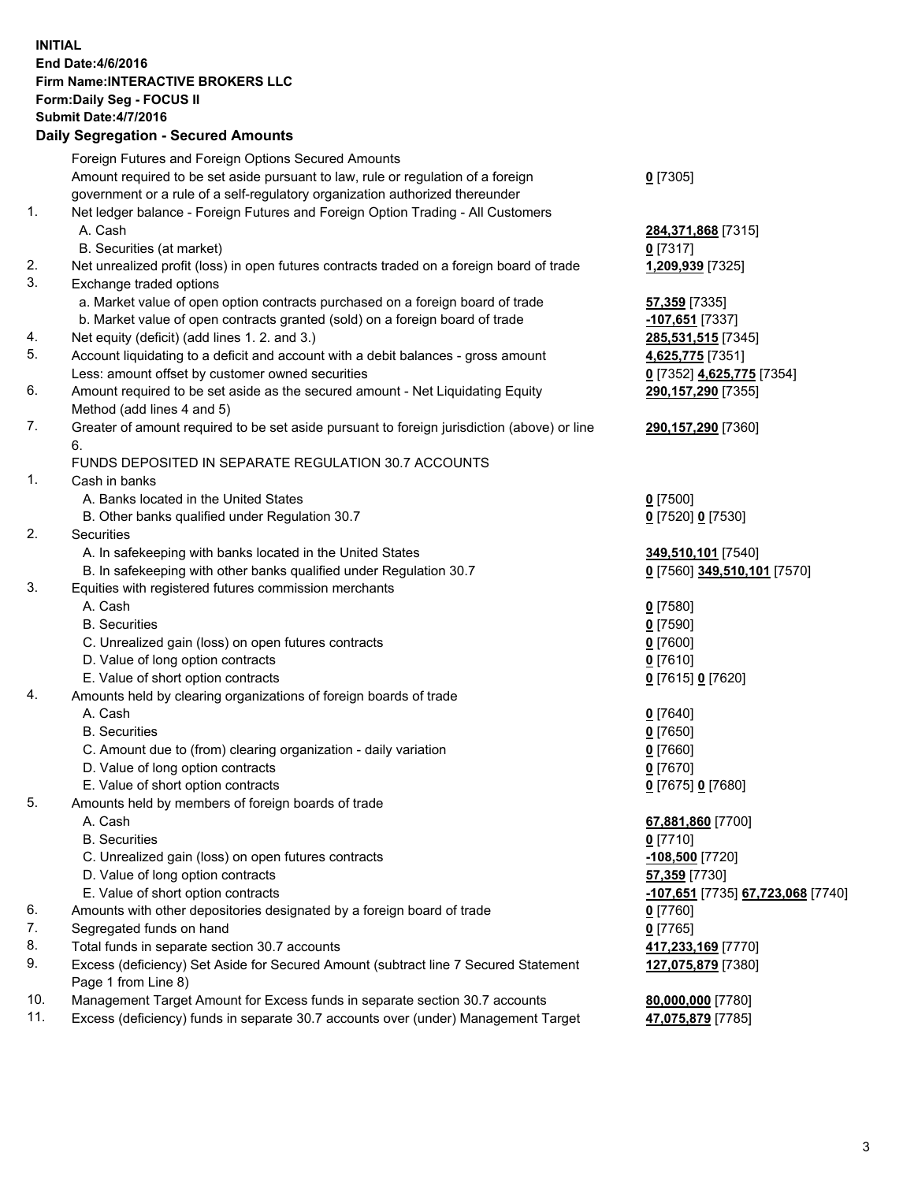**INITIAL**
**End Date:4/6/2016**
**Firm Name:INTERACTIVE BROKERS LLC**
**Form:Daily Seg - FOCUS II**
**Submit Date:4/7/2016**

## Daily Segregation - Secured Amounts

| | | |
|---|---|---|
| | Foreign Futures and Foreign Options Secured Amounts | |
| | Amount required to be set aside pursuant to law, rule or regulation of a foreign government or a rule of a self-regulatory organization authorized thereunder | 0 [7305] |
| 1. | Net ledger balance - Foreign Futures and Foreign Option Trading - All Customers | |
| | A. Cash | 284,371,868 [7315] |
| | B. Securities (at market) | 0 [7317] |
| 2. | Net unrealized profit (loss) in open futures contracts traded on a foreign board of trade | 1,209,939 [7325] |
| 3. | Exchange traded options | |
| | a. Market value of open option contracts purchased on a foreign board of trade | 57,359 [7335] |
| | b. Market value of open contracts granted (sold) on a foreign board of trade | -107,651 [7337] |
| 4. | Net equity (deficit) (add lines 1. 2. and 3.) | 285,531,515 [7345] |
| 5. | Account liquidating to a deficit and account with a debit balances - gross amount | 4,625,775 [7351] |
| | Less: amount offset by customer owned securities | 0 [7352] 4,625,775 [7354] |
| 6. | Amount required to be set aside as the secured amount - Net Liquidating Equity Method (add lines 4 and 5) | 290,157,290 [7355] |
| 7. | Greater of amount required to be set aside pursuant to foreign jurisdiction (above) or line 6. | 290,157,290 [7360] |
| | FUNDS DEPOSITED IN SEPARATE REGULATION 30.7 ACCOUNTS | |
| 1. | Cash in banks | |
| | A. Banks located in the United States | 0 [7500] |
| | B. Other banks qualified under Regulation 30.7 | 0 [7520] 0 [7530] |
| 2. | Securities | |
| | A. In safekeeping with banks located in the United States | 349,510,101 [7540] |
| | B. In safekeeping with other banks qualified under Regulation 30.7 | 0 [7560] 349,510,101 [7570] |
| 3. | Equities with registered futures commission merchants | |
| | A. Cash | 0 [7580] |
| | B. Securities | 0 [7590] |
| | C. Unrealized gain (loss) on open futures contracts | 0 [7600] |
| | D. Value of long option contracts | 0 [7610] |
| | E. Value of short option contracts | 0 [7615] 0 [7620] |
| 4. | Amounts held by clearing organizations of foreign boards of trade | |
| | A. Cash | 0 [7640] |
| | B. Securities | 0 [7650] |
| | C. Amount due to (from) clearing organization - daily variation | 0 [7660] |
| | D. Value of long option contracts | 0 [7670] |
| | E. Value of short option contracts | 0 [7675] 0 [7680] |
| 5. | Amounts held by members of foreign boards of trade | |
| | A. Cash | 67,881,860 [7700] |
| | B. Securities | 0 [7710] |
| | C. Unrealized gain (loss) on open futures contracts | -108,500 [7720] |
| | D. Value of long option contracts | 57,359 [7730] |
| | E. Value of short option contracts | -107,651 [7735] 67,723,068 [7740] |
| 6. | Amounts with other depositories designated by a foreign board of trade | 0 [7760] |
| 7. | Segregated funds on hand | 0 [7765] |
| 8. | Total funds in separate section 30.7 accounts | 417,233,169 [7770] |
| 9. | Excess (deficiency) Set Aside for Secured Amount (subtract line 7 Secured Statement Page 1 from Line 8) | 127,075,879 [7380] |
| 10. | Management Target Amount for Excess funds in separate section 30.7 accounts | 80,000,000 [7780] |
| 11. | Excess (deficiency) funds in separate 30.7 accounts over (under) Management Target | 47,075,879 [7785] |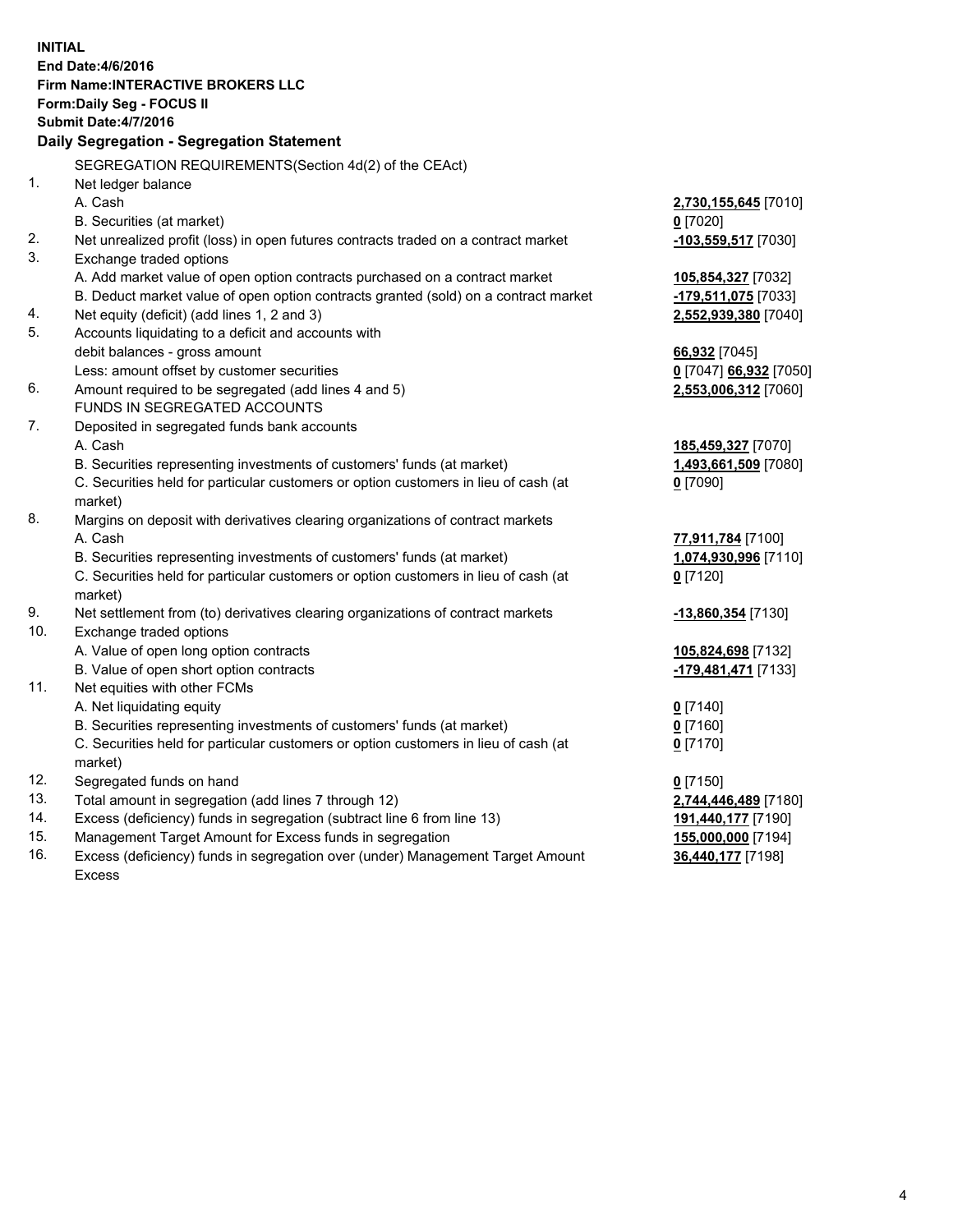**INITIAL**
**End Date:4/6/2016**
**Firm Name:INTERACTIVE BROKERS LLC**
**Form:Daily Seg - FOCUS II**
**Submit Date:4/7/2016**

## Daily Segregation - Segregation Statement

SEGREGATION REQUIREMENTS(Section 4d(2) of the CEAct)

| | | |
|---|---|---|
| 1. | Net ledger balance | |
| | A. Cash | **2,730,155,645** [7010] |
| | B. Securities (at market) | **0** [7020] |
| 2. | Net unrealized profit (loss) in open futures contracts traded on a contract market | **-103,559,517** [7030] |
| 3. | Exchange traded options | |
| | A. Add market value of open option contracts purchased on a contract market | **105,854,327** [7032] |
| | B. Deduct market value of open option contracts granted (sold) on a contract market | **-179,511,075** [7033] |
| 4. | Net equity (deficit) (add lines 1, 2 and 3) | **2,552,939,380** [7040] |
| 5. | Accounts liquidating to a deficit and accounts with | |
| | debit balances - gross amount | **66,932** [7045] |
| | Less: amount offset by customer securities | **0** [7047] **66,932** [7050] |
| 6. | Amount required to be segregated (add lines 4 and 5) | **2,553,006,312** [7060] |
| | FUNDS IN SEGREGATED ACCOUNTS | |
| 7. | Deposited in segregated funds bank accounts | |
| | A. Cash | **185,459,327** [7070] |
| | B. Securities representing investments of customers' funds (at market) | **1,493,661,509** [7080] |
| | C. Securities held for particular customers or option customers in lieu of cash (at market) | **0** [7090] |
| 8. | Margins on deposit with derivatives clearing organizations of contract markets | |
| | A. Cash | **77,911,784** [7100] |
| | B. Securities representing investments of customers' funds (at market) | **1,074,930,996** [7110] |
| | C. Securities held for particular customers or option customers in lieu of cash (at market) | **0** [7120] |
| 9. | Net settlement from (to) derivatives clearing organizations of contract markets | **-13,860,354** [7130] |
| 10. | Exchange traded options | |
| | A. Value of open long option contracts | **105,824,698** [7132] |
| | B. Value of open short option contracts | **-179,481,471** [7133] |
| 11. | Net equities with other FCMs | |
| | A. Net liquidating equity | **0** [7140] |
| | B. Securities representing investments of customers' funds (at market) | **0** [7160] |
| | C. Securities held for particular customers or option customers in lieu of cash (at market) | **0** [7170] |
| 12. | Segregated funds on hand | **0** [7150] |
| 13. | Total amount in segregation (add lines 7 through 12) | **2,744,446,489** [7180] |
| 14. | Excess (deficiency) funds in segregation (subtract line 6 from line 13) | **191,440,177** [7190] |
| 15. | Management Target Amount for Excess funds in segregation | **155,000,000** [7194] |
| 16. | Excess (deficiency) funds in segregation over (under) Management Target Amount Excess | **36,440,177** [7198] |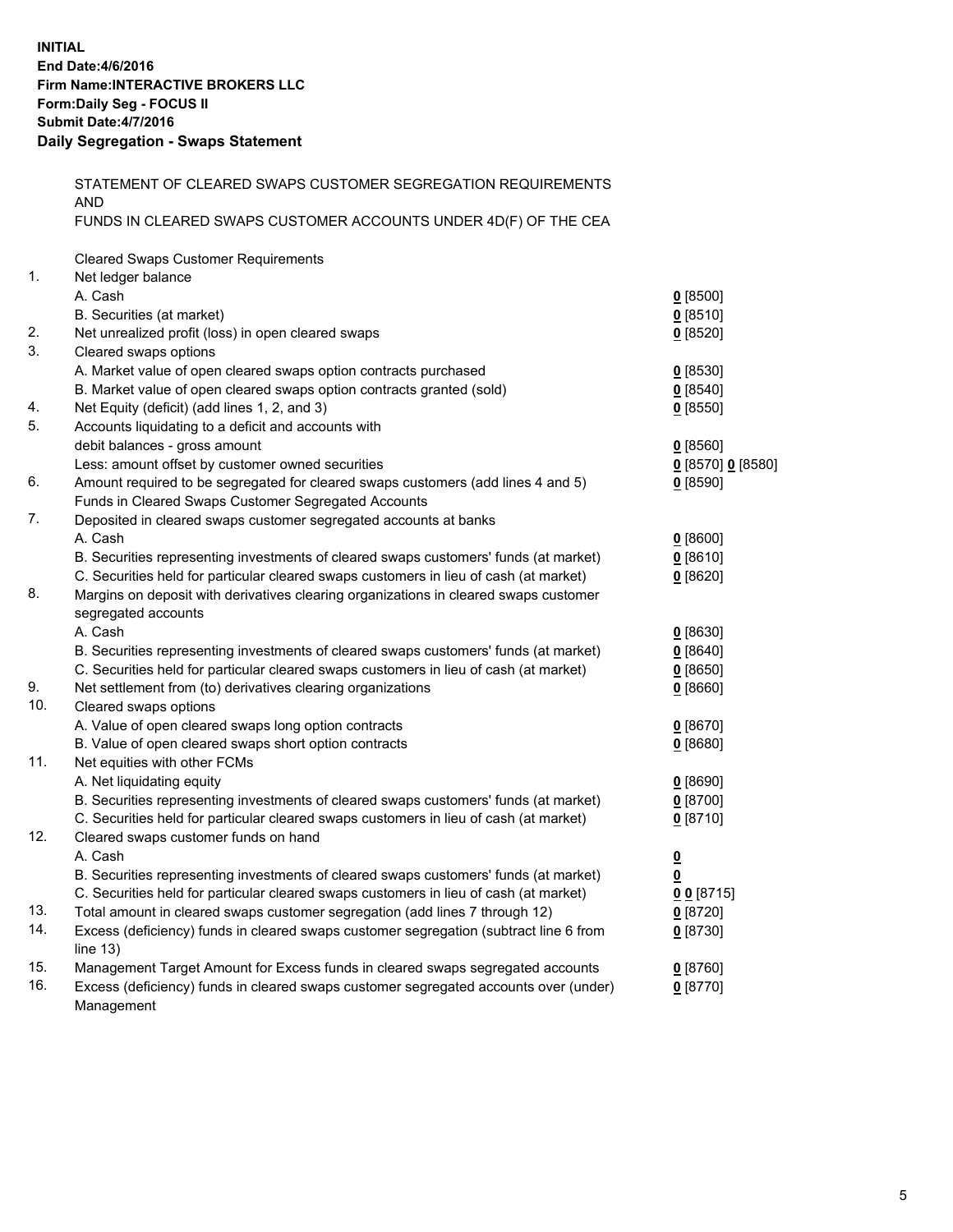**INITIAL**
**End Date:4/6/2016**
**Firm Name:INTERACTIVE BROKERS LLC**
**Form:Daily Seg - FOCUS II**
**Submit Date:4/7/2016**
**Daily Segregation - Swaps Statement**

STATEMENT OF CLEARED SWAPS CUSTOMER SEGREGATION REQUIREMENTS AND FUNDS IN CLEARED SWAPS CUSTOMER ACCOUNTS UNDER 4D(F) OF THE CEA

| | | |
|---|---|---|
| | Cleared Swaps Customer Requirements | |
| 1. | Net ledger balance | |
| | A. Cash | 0 [8500] |
| | B. Securities (at market) | 0 [8510] |
| 2. | Net unrealized profit (loss) in open cleared swaps | 0 [8520] |
| 3. | Cleared swaps options | |
| | A. Market value of open cleared swaps option contracts purchased | 0 [8530] |
| | B. Market value of open cleared swaps option contracts granted (sold) | 0 [8540] |
| 4. | Net Equity (deficit) (add lines 1, 2, and 3) | 0 [8550] |
| 5. | Accounts liquidating to a deficit and accounts with | |
| | debit balances - gross amount | 0 [8560] |
| | Less: amount offset by customer owned securities | 0 [8570] 0 [8580] |
| 6. | Amount required to be segregated for cleared swaps customers (add lines 4 and 5) | 0 [8590] |
| | Funds in Cleared Swaps Customer Segregated Accounts | |
| 7. | Deposited in cleared swaps customer segregated accounts at banks | |
| | A. Cash | 0 [8600] |
| | B. Securities representing investments of cleared swaps customers' funds (at market) | 0 [8610] |
| | C. Securities held for particular cleared swaps customers in lieu of cash (at market) | 0 [8620] |
| 8. | Margins on deposit with derivatives clearing organizations in cleared swaps customer segregated accounts | |
| | A. Cash | 0 [8630] |
| | B. Securities representing investments of cleared swaps customers' funds (at market) | 0 [8640] |
| | C. Securities held for particular cleared swaps customers in lieu of cash (at market) | 0 [8650] |
| 9. | Net settlement from (to) derivatives clearing organizations | 0 [8660] |
| 10. | Cleared swaps options | |
| | A. Value of open cleared swaps long option contracts | 0 [8670] |
| | B. Value of open cleared swaps short option contracts | 0 [8680] |
| 11. | Net equities with other FCMs | |
| | A. Net liquidating equity | 0 [8690] |
| | B. Securities representing investments of cleared swaps customers' funds (at market) | 0 [8700] |
| | C. Securities held for particular cleared swaps customers in lieu of cash (at market) | 0 [8710] |
| 12. | Cleared swaps customer funds on hand | |
| | A. Cash | 0 |
| | B. Securities representing investments of cleared swaps customers' funds (at market) | 0 |
| | C. Securities held for particular cleared swaps customers in lieu of cash (at market) | 0 0 [8715] |
| 13. | Total amount in cleared swaps customer segregation (add lines 7 through 12) | 0 [8720] |
| 14. | Excess (deficiency) funds in cleared swaps customer segregation (subtract line 6 from line 13) | 0 [8730] |
| 15. | Management Target Amount for Excess funds in cleared swaps segregated accounts | 0 [8760] |
| 16. | Excess (deficiency) funds in cleared swaps customer segregated accounts over (under) Management | 0 [8770] |